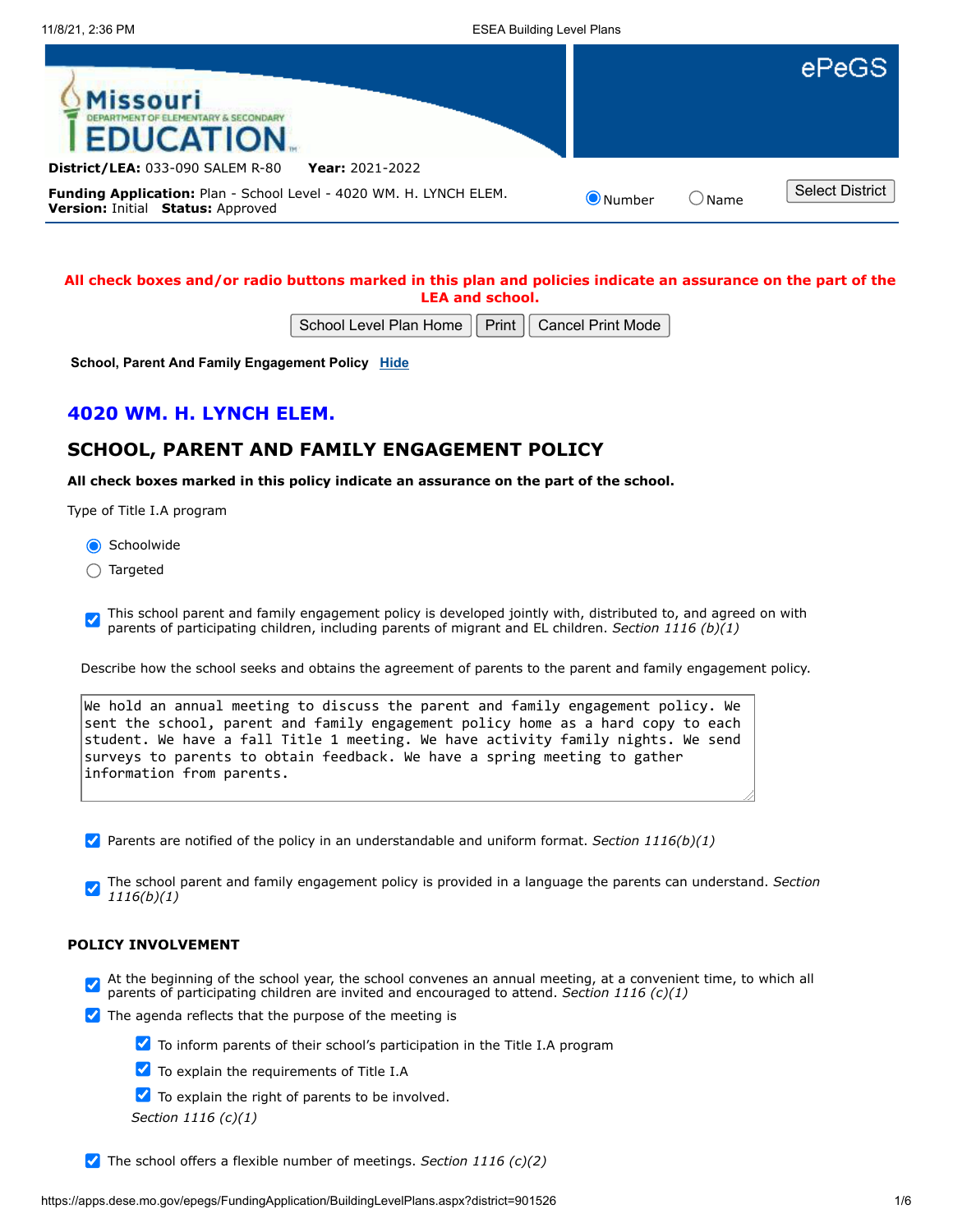**District/LEA:** 033-090 SALEM R-80 **Year:** 2021-2022

**Funding Application:** Plan - School Level - 4020 WM. H. LYNCH ELEM.
**Version:** Initial **Status:** Approved

**All check boxes and/or radio buttons marked in this plan and policies indicate an assurance on the part of the LEA and school.**

**School, Parent And Family Engagement Policy** Hide

## 4020 WM. H. LYNCH ELEM.

## SCHOOL, PARENT AND FAMILY ENGAGEMENT POLICY

**All check boxes marked in this policy indicate an assurance on the part of the school.**

Type of Title I.A program

- (x) Schoolwide
- ( ) Targeted

- [x] This school parent and family engagement policy is developed jointly with, distributed to, and agreed on with parents of participating children, including parents of migrant and EL children. *Section 1116 (b)(1)*

Describe how the school seeks and obtains the agreement of parents to the parent and family engagement policy.

```
We hold an annual meeting to discuss the parent and family engagement policy. We sent the school, parent and family engagement policy home as a hard copy to each student. We have a fall Title 1 meeting. We have activity family nights. We send surveys to parents to obtain feedback. We have a spring meeting to gather information from parents.
```

- [x] Parents are notified of the policy in an understandable and uniform format. *Section 1116(b)(1)*
- [x] The school parent and family engagement policy is provided in a language the parents can understand. *Section 1116(b)(1)*

### POLICY INVOLVEMENT

- [x] At the beginning of the school year, the school convenes an annual meeting, at a convenient time, to which all parents of participating children are invited and encouraged to attend. *Section 1116 (c)(1)*
- [x] The agenda reflects that the purpose of the meeting is
  - [x] To inform parents of their school's participation in the Title I.A program
  - [x] To explain the requirements of Title I.A
  - [x] To explain the right of parents to be involved.

  *Section 1116 (c)(1)*
- [x] The school offers a flexible number of meetings. *Section 1116 (c)(2)*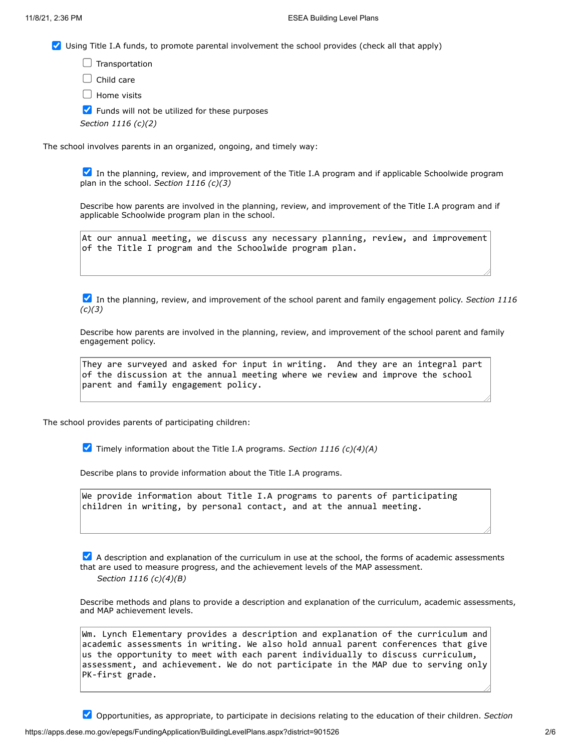- [x] Using Title I.A funds, to promote parental involvement the school provides (check all that apply)

  - [ ] Transportation
  - [ ] Child care
  - [ ] Home visits
  - [x] Funds will not be utilized for these purposes

  *Section 1116 (c)(2)*

The school involves parents in an organized, ongoing, and timely way:

- [x] In the planning, review, and improvement of the Title I.A program and if applicable Schoolwide program plan in the school. *Section 1116 (c)(3)*

Describe how parents are involved in the planning, review, and improvement of the Title I.A program and if applicable Schoolwide program plan in the school.

```
At our annual meeting, we discuss any necessary planning, review, and improvement
of the Title I program and the Schoolwide program plan.
```

- [x] In the planning, review, and improvement of the school parent and family engagement policy. *Section 1116 (c)(3)*

Describe how parents are involved in the planning, review, and improvement of the school parent and family engagement policy.

```
They are surveyed and asked for input in writing.  And they are an integral part
of the discussion at the annual meeting where we review and improve the school
parent and family engagement policy.
```

The school provides parents of participating children:

- [x] Timely information about the Title I.A programs. *Section 1116 (c)(4)(A)*

Describe plans to provide information about the Title I.A programs.

```
We provide information about Title I.A programs to parents of participating
children in writing, by personal contact, and at the annual meeting.
```

- [x] A description and explanation of the curriculum in use at the school, the forms of academic assessments that are used to measure progress, and the achievement levels of the MAP assessment. *Section 1116 (c)(4)(B)*

Describe methods and plans to provide a description and explanation of the curriculum, academic assessments, and MAP achievement levels.

```
Wm. Lynch Elementary provides a description and explanation of the curriculum and
academic assessments in writing. We also hold annual parent conferences that give
us the opportunity to meet with each parent individually to discuss curriculum,
assessment, and achievement. We do not participate in the MAP due to serving only
PK-first grade.
```

- [x] Opportunities, as appropriate, to participate in decisions relating to the education of their children. *Section*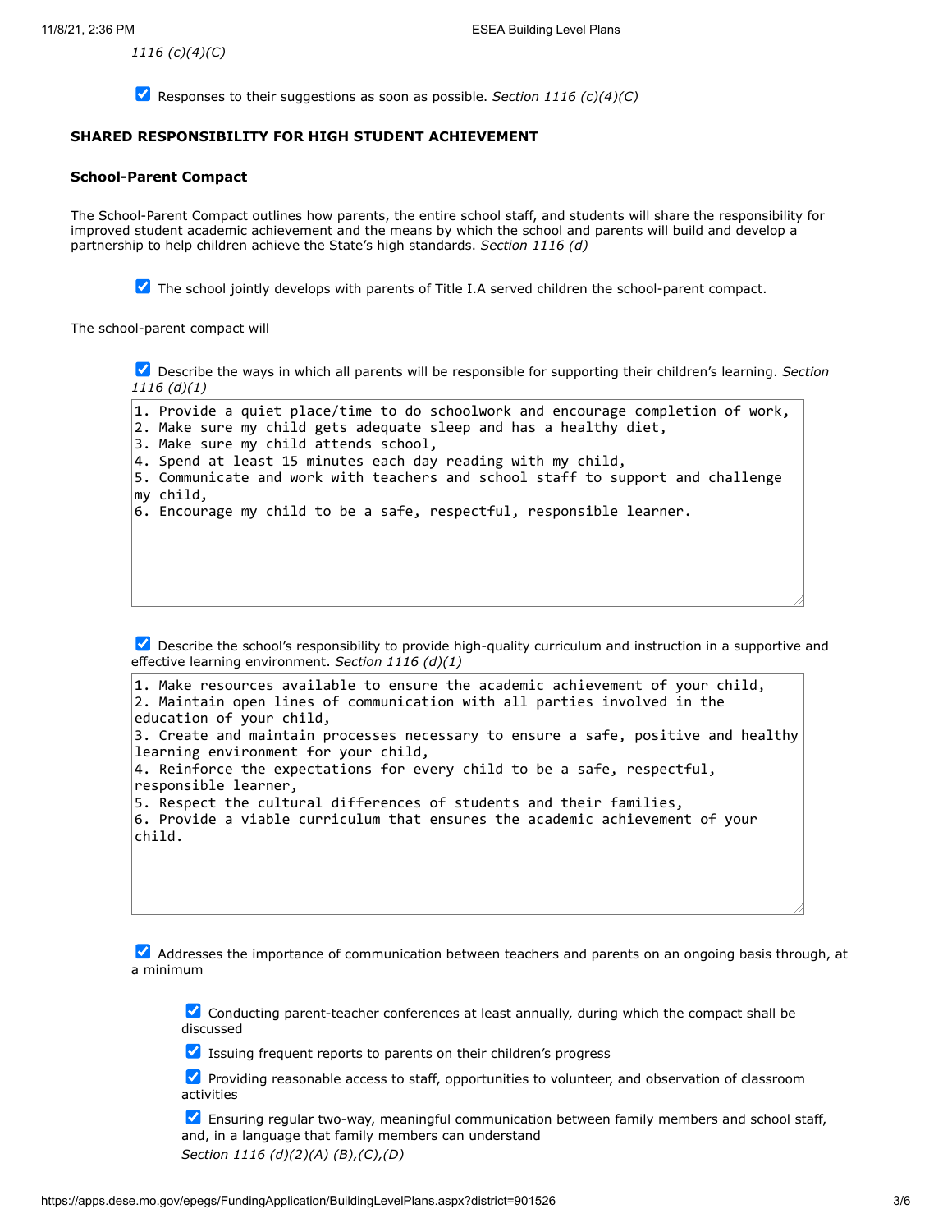*1116 (c)(4)(C)*

- [x] Responses to their suggestions as soon as possible. *Section 1116 (c)(4)(C)*

**SHARED RESPONSIBILITY FOR HIGH STUDENT ACHIEVEMENT**

**School-Parent Compact**

The School-Parent Compact outlines how parents, the entire school staff, and students will share the responsibility for improved student academic achievement and the means by which the school and parents will build and develop a partnership to help children achieve the State's high standards. *Section 1116 (d)*

- [x] The school jointly develops with parents of Title I.A served children the school-parent compact.

The school-parent compact will

- [x] Describe the ways in which all parents will be responsible for supporting their children's learning. *Section 1116 (d)(1)*

```
1. Provide a quiet place/time to do schoolwork and encourage completion of work,
2. Make sure my child gets adequate sleep and has a healthy diet,
3. Make sure my child attends school,
4. Spend at least 15 minutes each day reading with my child,
5. Communicate and work with teachers and school staff to support and challenge my child,
6. Encourage my child to be a safe, respectful, responsible learner.
```

- [x] Describe the school's responsibility to provide high-quality curriculum and instruction in a supportive and effective learning environment. *Section 1116 (d)(1)*

```
1. Make resources available to ensure the academic achievement of your child,
2. Maintain open lines of communication with all parties involved in the education of your child,
3. Create and maintain processes necessary to ensure a safe, positive and healthy learning environment for your child,
4. Reinforce the expectations for every child to be a safe, respectful, responsible learner,
5. Respect the cultural differences of students and their families,
6. Provide a viable curriculum that ensures the academic achievement of your child.
```

- [x] Addresses the importance of communication between teachers and parents on an ongoing basis through, at a minimum
  - [x] Conducting parent-teacher conferences at least annually, during which the compact shall be discussed
  - [x] Issuing frequent reports to parents on their children's progress
  - [x] Providing reasonable access to staff, opportunities to volunteer, and observation of classroom activities
  - [x] Ensuring regular two-way, meaningful communication between family members and school staff, and, in a language that family members can understand
  
  *Section 1116 (d)(2)(A) (B),(C),(D)*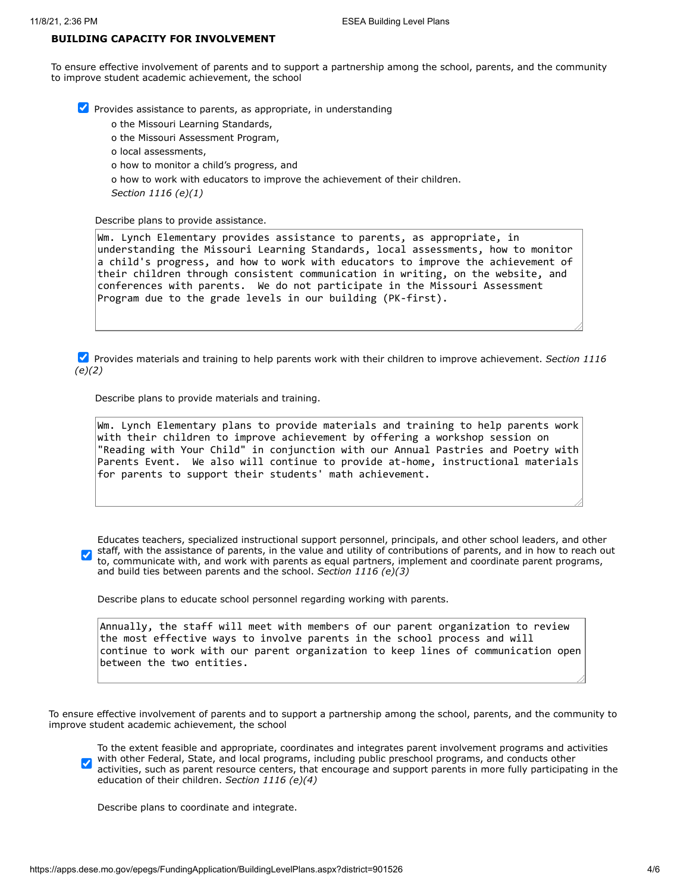**BUILDING CAPACITY FOR INVOLVEMENT**

To ensure effective involvement of parents and to support a partnership among the school, parents, and the community to improve student academic achievement, the school

☑ Provides assistance to parents, as appropriate, in understanding

- the Missouri Learning Standards,
- the Missouri Assessment Program,
- local assessments,
- how to monitor a child's progress, and
- how to work with educators to improve the achievement of their children.

*Section 1116 (e)(1)*

Describe plans to provide assistance.

```
Wm. Lynch Elementary provides assistance to parents, as appropriate, in
understanding the Missouri Learning Standards, local assessments, how to monitor
a child's progress, and how to work with educators to improve the achievement of
their children through consistent communication in writing, on the website, and
conferences with parents.  We do not participate in the Missouri Assessment
Program due to the grade levels in our building (PK-first).
```

☑ Provides materials and training to help parents work with their children to improve achievement. *Section 1116 (e)(2)*

Describe plans to provide materials and training.

```
Wm. Lynch Elementary plans to provide materials and training to help parents work
with their children to improve achievement by offering a workshop session on
"Reading with Your Child" in conjunction with our Annual Pastries and Poetry with
Parents Event.  We also will continue to provide at-home, instructional materials
for parents to support their students' math achievement.
```

☑ Educates teachers, specialized instructional support personnel, principals, and other school leaders, and other staff, with the assistance of parents, in the value and utility of contributions of parents, and in how to reach out to, communicate with, and work with parents as equal partners, implement and coordinate parent programs, and build ties between parents and the school. *Section 1116 (e)(3)*

Describe plans to educate school personnel regarding working with parents.

```
Annually, the staff will meet with members of our parent organization to review
the most effective ways to involve parents in the school process and will
continue to work with our parent organization to keep lines of communication open
between the two entities.
```

To ensure effective involvement of parents and to support a partnership among the school, parents, and the community to improve student academic achievement, the school

☑ To the extent feasible and appropriate, coordinates and integrates parent involvement programs and activities with other Federal, State, and local programs, including public preschool programs, and conducts other activities, such as parent resource centers, that encourage and support parents in more fully participating in the education of their children. *Section 1116 (e)(4)*

Describe plans to coordinate and integrate.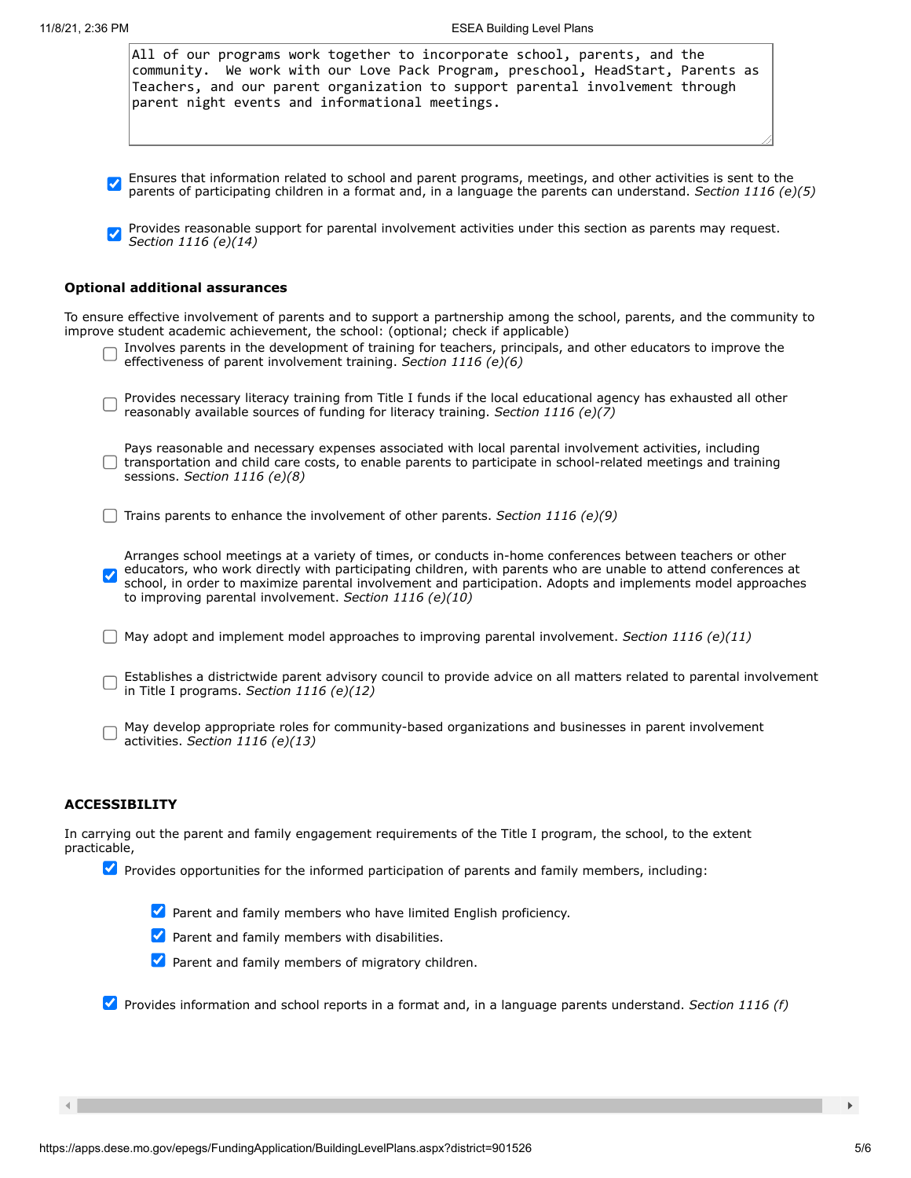```
All of our programs work together to incorporate school, parents, and the community.  We work with our Love Pack Program, preschool, HeadStart, Parents as Teachers, and our parent organization to support parental involvement through parent night events and informational meetings.
```

- [x] Ensures that information related to school and parent programs, meetings, and other activities is sent to the parents of participating children in a format and, in a language the parents can understand. *Section 1116 (e)(5)*

- [x] Provides reasonable support for parental involvement activities under this section as parents may request. *Section 1116 (e)(14)*

### Optional additional assurances

To ensure effective involvement of parents and to support a partnership among the school, parents, and the community to improve student academic achievement, the school: (optional; check if applicable)

- [ ] Involves parents in the development of training for teachers, principals, and other educators to improve the effectiveness of parent involvement training. *Section 1116 (e)(6)*

- [ ] Provides necessary literacy training from Title I funds if the local educational agency has exhausted all other reasonably available sources of funding for literacy training. *Section 1116 (e)(7)*

- [ ] Pays reasonable and necessary expenses associated with local parental involvement activities, including transportation and child care costs, to enable parents to participate in school-related meetings and training sessions. *Section 1116 (e)(8)*

- [ ] Trains parents to enhance the involvement of other parents. *Section 1116 (e)(9)*

- [x] Arranges school meetings at a variety of times, or conducts in-home conferences between teachers or other educators, who work directly with participating children, with parents who are unable to attend conferences at school, in order to maximize parental involvement and participation. Adopts and implements model approaches to improving parental involvement. *Section 1116 (e)(10)*

- [ ] May adopt and implement model approaches to improving parental involvement. *Section 1116 (e)(11)*

- [ ] Establishes a districtwide parent advisory council to provide advice on all matters related to parental involvement in Title I programs. *Section 1116 (e)(12)*

- [ ] May develop appropriate roles for community-based organizations and businesses in parent involvement activities. *Section 1116 (e)(13)*

### ACCESSIBILITY

In carrying out the parent and family engagement requirements of the Title I program, the school, to the extent practicable,

- [x] Provides opportunities for the informed participation of parents and family members, including:
  - [x] Parent and family members who have limited English proficiency.
  - [x] Parent and family members with disabilities.
  - [x] Parent and family members of migratory children.

- [x] Provides information and school reports in a format and, in a language parents understand. *Section 1116 (f)*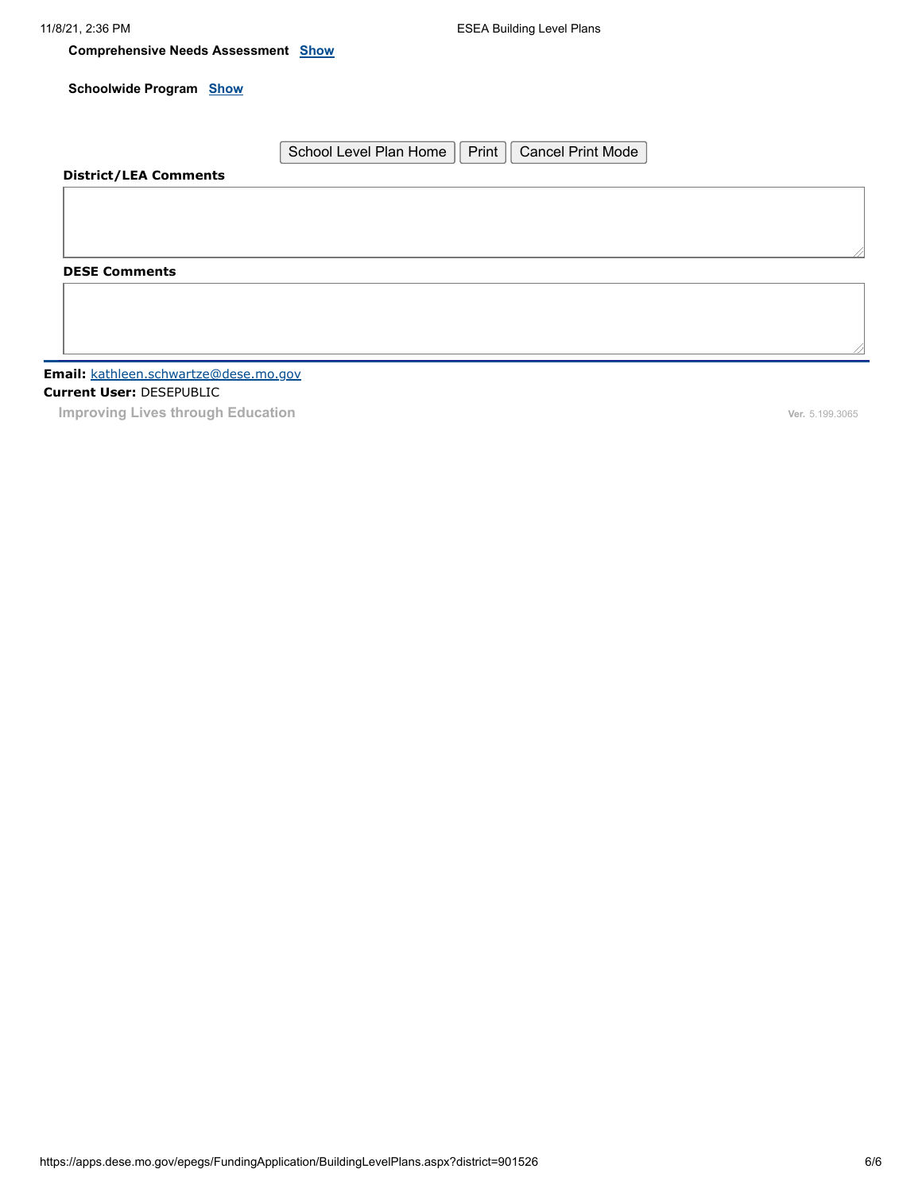**Comprehensive Needs Assessment** Show

**Schoolwide Program** Show

School Level Plan Home | Print | Cancel Print Mode

**District/LEA Comments**

**DESE Comments**

**Email:** kathleen.schwartze@dese.mo.gov

**Current User:** DESEPUBLIC

Improving Lives through Education

Ver. 5.199.3065